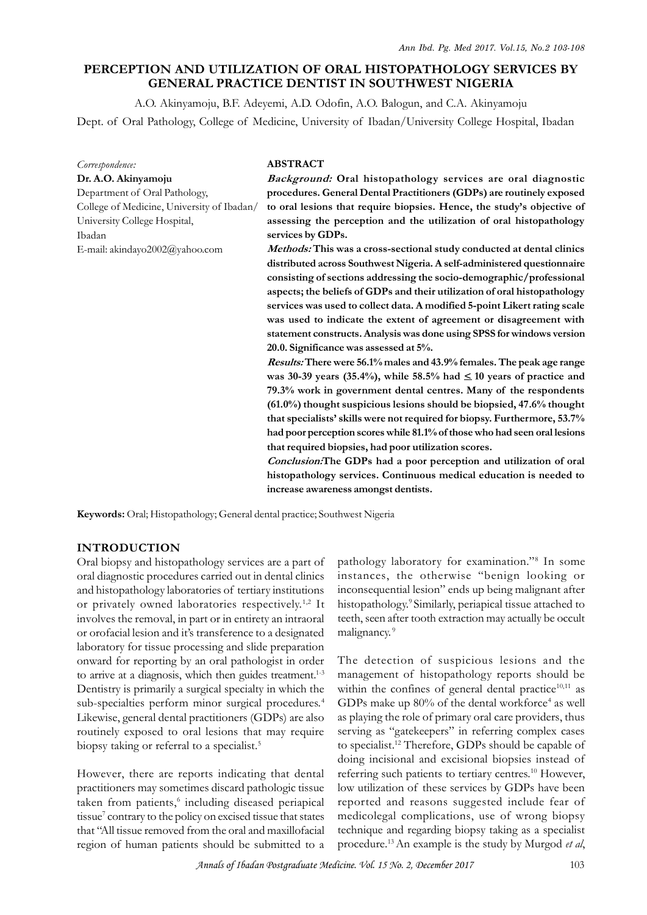# PERCEPTION AND UTILIZATION OF ORAL HISTOPATHOLOGY SERVICES BY GENERAL PRACTICE DENTIST IN SOUTHWEST NIGERIA

A.O. Akinyamoju, B.F. Adeyemi, A.D. Odofin, A.O. Balogun, and C.A. Akinyamoju

Dept. of Oral Pathology, College of Medicine, University of Ibadan/University College Hospital, Ibadan

*Correspondence:*
**Dr. A.O. Akinyamoju**
Department of Oral Pathology,
College of Medicine, University of Ibadan/
University College Hospital,
Ibadan
E-mail: akindayo2002@yahoo.com

## ABSTRACT

***Background:*** **Oral histopathology services are oral diagnostic procedures. General Dental Practitioners (GDPs) are routinely exposed to oral lesions that require biopsies. Hence, the study's objective of assessing the perception and the utilization of oral histopathology services by GDPs.**

***Methods:*** **This was a cross-sectional study conducted at dental clinics distributed across Southwest Nigeria. A self-administered questionnaire consisting of sections addressing the socio-demographic/professional aspects; the beliefs of GDPs and their utilization of oral histopathology services was used to collect data. A modified 5-point Likert rating scale was used to indicate the extent of agreement or disagreement with statement constructs. Analysis was done using SPSS for windows version 20.0. Significance was assessed at 5%.**

***Results:*** **There were 56.1% males and 43.9% females. The peak age range was 30-39 years (35.4%), while 58.5% had ≤ 10 years of practice and 79.3% work in government dental centres. Many of the respondents (61.0%) thought suspicious lesions should be biopsied, 47.6% thought that specialists' skills were not required for biopsy. Furthermore, 53.7% had poor perception scores while 81.1% of those who had seen oral lesions that required biopsies, had poor utilization scores.**

***Conclusion:**** **The GDPs had a poor perception and utilization of oral histopathology services. Continuous medical education is needed to increase awareness amongst dentists.**

**Keywords:** Oral; Histopathology; General dental practice; Southwest Nigeria

## INTRODUCTION

Oral biopsy and histopathology services are a part of oral diagnostic procedures carried out in dental clinics and histopathology laboratories of tertiary institutions or privately owned laboratories respectively.[1,2] It involves the removal, in part or in entirety an intraoral or orofacial lesion and it's transference to a designated laboratory for tissue processing and slide preparation onward for reporting by an oral pathologist in order to arrive at a diagnosis, which then guides treatment.[1-3] Dentistry is primarily a surgical specialty in which the sub-specialties perform minor surgical procedures.[4] Likewise, general dental practitioners (GDPs) are also routinely exposed to oral lesions that may require biopsy taking or referral to a specialist.[5]

However, there are reports indicating that dental practitioners may sometimes discard pathologic tissue taken from patients,[6] including diseased periapical tissue[7] contrary to the policy on excised tissue that states that "All tissue removed from the oral and maxillofacial region of human patients should be submitted to a pathology laboratory for examination."[8] In some instances, the otherwise "benign looking or inconsequential lesion" ends up being malignant after histopathology.[9] Similarly, periapical tissue attached to teeth, seen after tooth extraction may actually be occult malignancy.[9]

The detection of suspicious lesions and the management of histopathology reports should be within the confines of general dental practice[10,11] as GDPs make up 80% of the dental workforce[4] as well as playing the role of primary oral care providers, thus serving as "gatekeepers" in referring complex cases to specialist.[12] Therefore, GDPs should be capable of doing incisional and excisional biopsies instead of referring such patients to tertiary centres.[10] However, low utilization of these services by GDPs have been reported and reasons suggested include fear of medicolegal complications, use of wrong biopsy technique and regarding biopsy taking as a specialist procedure.[13] An example is the study by Murgod *et al*,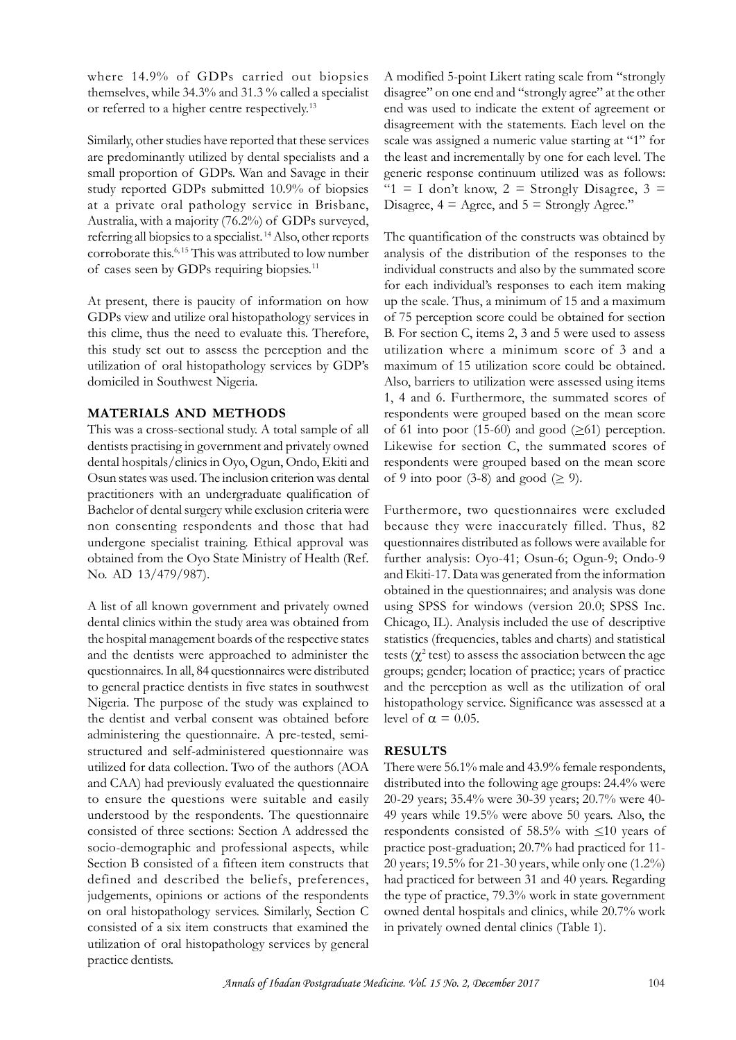where 14.9% of GDPs carried out biopsies themselves, while 34.3% and 31.3 % called a specialist or referred to a higher centre respectively.[13]

Similarly, other studies have reported that these services are predominantly utilized by dental specialists and a small proportion of GDPs. Wan and Savage in their study reported GDPs submitted 10.9% of biopsies at a private oral pathology service in Brisbane, Australia, with a majority (76.2%) of GDPs surveyed, referring all biopsies to a specialist.[14] Also, other reports corroborate this.[6, 15] This was attributed to low number of cases seen by GDPs requiring biopsies.[11]

At present, there is paucity of information on how GDPs view and utilize oral histopathology services in this clime, thus the need to evaluate this. Therefore, this study set out to assess the perception and the utilization of oral histopathology services by GDP's domiciled in Southwest Nigeria.

## MATERIALS AND METHODS

This was a cross-sectional study. A total sample of all dentists practising in government and privately owned dental hospitals/clinics in Oyo, Ogun, Ondo, Ekiti and Osun states was used. The inclusion criterion was dental practitioners with an undergraduate qualification of Bachelor of dental surgery while exclusion criteria were non consenting respondents and those that had undergone specialist training. Ethical approval was obtained from the Oyo State Ministry of Health (Ref. No. AD 13/479/987).

A list of all known government and privately owned dental clinics within the study area was obtained from the hospital management boards of the respective states and the dentists were approached to administer the questionnaires. In all, 84 questionnaires were distributed to general practice dentists in five states in southwest Nigeria. The purpose of the study was explained to the dentist and verbal consent was obtained before administering the questionnaire. A pre-tested, semi-structured and self-administered questionnaire was utilized for data collection. Two of the authors (AOA and CAA) had previously evaluated the questionnaire to ensure the questions were suitable and easily understood by the respondents. The questionnaire consisted of three sections: Section A addressed the socio-demographic and professional aspects, while Section B consisted of a fifteen item constructs that defined and described the beliefs, preferences, judgements, opinions or actions of the respondents on oral histopathology services. Similarly, Section C consisted of a six item constructs that examined the utilization of oral histopathology services by general practice dentists.

A modified 5-point Likert rating scale from "strongly disagree" on one end and "strongly agree" at the other end was used to indicate the extent of agreement or disagreement with the statements. Each level on the scale was assigned a numeric value starting at "1" for the least and incrementally by one for each level. The generic response continuum utilized was as follows: "1 = I don't know, 2 = Strongly Disagree, 3 = Disagree, 4 = Agree, and 5 = Strongly Agree."

The quantification of the constructs was obtained by analysis of the distribution of the responses to the individual constructs and also by the summated score for each individual's responses to each item making up the scale. Thus, a minimum of 15 and a maximum of 75 perception score could be obtained for section B. For section C, items 2, 3 and 5 were used to assess utilization where a minimum score of 3 and a maximum of 15 utilization score could be obtained. Also, barriers to utilization were assessed using items 1, 4 and 6. Furthermore, the summated scores of respondents were grouped based on the mean score of 61 into poor (15-60) and good ($\geq$61) perception. Likewise for section C, the summated scores of respondents were grouped based on the mean score of 9 into poor (3-8) and good ($\geq$ 9).

Furthermore, two questionnaires were excluded because they were inaccurately filled. Thus, 82 questionnaires distributed as follows were available for further analysis: Oyo-41; Osun-6; Ogun-9; Ondo-9 and Ekiti-17. Data was generated from the information obtained in the questionnaires; and analysis was done using SPSS for windows (version 20.0; SPSS Inc. Chicago, IL). Analysis included the use of descriptive statistics (frequencies, tables and charts) and statistical tests ($\chi^2$ test) to assess the association between the age groups; gender; location of practice; years of practice and the perception as well as the utilization of oral histopathology service. Significance was assessed at a level of $\alpha$ = 0.05.

## RESULTS

There were 56.1% male and 43.9% female respondents, distributed into the following age groups: 24.4% were 20-29 years; 35.4% were 30-39 years; 20.7% were 40-49 years while 19.5% were above 50 years. Also, the respondents consisted of 58.5% with $\leq$10 years of practice post-graduation; 20.7% had practiced for 11-20 years; 19.5% for 21-30 years, while only one (1.2%) had practiced for between 31 and 40 years. Regarding the type of practice, 79.3% work in state government owned dental hospitals and clinics, while 20.7% work in privately owned dental clinics (Table 1).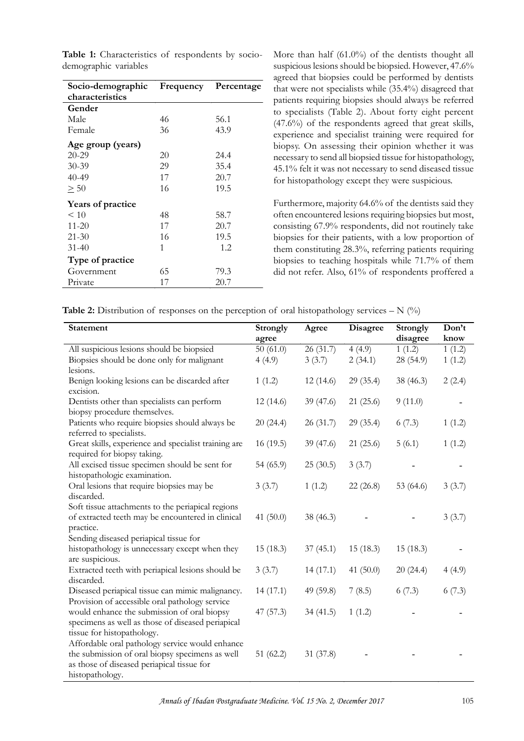**Table 1:** Characteristics of respondents by socio-demographic variables

| Socio-demographic characteristics | Frequency | Percentage |
|---|---|---|
| **Gender** | | |
| Male | 46 | 56.1 |
| Female | 36 | 43.9 |
| **Age group (years)** | | |
| 20-29 | 20 | 24.4 |
| 30-39 | 29 | 35.4 |
| 40-49 | 17 | 20.7 |
| ≥ 50 | 16 | 19.5 |
| **Years of practice** | | |
| < 10 | 48 | 58.7 |
| 11-20 | 17 | 20.7 |
| 21-30 | 16 | 19.5 |
| 31-40 | 1 | 1.2 |
| **Type of practice** | | |
| Government | 65 | 79.3 |
| Private | 17 | 20.7 |

More than half (61.0%) of the dentists thought all suspicious lesions should be biopsied. However, 47.6% agreed that biopsies could be performed by dentists that were not specialists while (35.4%) disagreed that patients requiring biopsies should always be referred to specialists (Table 2). About forty eight percent (47.6%) of the respondents agreed that great skills, experience and specialist training were required for biopsy. On assessing their opinion whether it was necessary to send all biopsied tissue for histopathology, 45.1% felt it was not necessary to send diseased tissue for histopathology except they were suspicious.

Furthermore, majority 64.6% of the dentists said they often encountered lesions requiring biopsies but most, consisting 67.9% respondents, did not routinely take biopsies for their patients, with a low proportion of them constituting 28.3%, referring patients requiring biopsies to teaching hospitals while 71.7% of them did not refer. Also, 61% of respondents proffered a

**Table 2:** Distribution of responses on the perception of oral histopathology services – N (%)

| Statement | Strongly agree | Agree | Disagree | Strongly disagree | Don't know |
|---|---|---|---|---|---|
| All suspicious lesions should be biopsied | 50 (61.0) | 26 (31.7) | 4 (4.9) | 1 (1.2) | 1 (1.2) |
| Biopsies should be done only for malignant lesions. | 4 (4.9) | 3 (3.7) | 2 (34.1) | 28 (54.9) | 1 (1.2) |
| Benign looking lesions can be discarded after excision. | 1 (1.2) | 12 (14.6) | 29 (35.4) | 38 (46.3) | 2 (2.4) |
| Dentists other than specialists can perform biopsy procedure themselves. | 12 (14.6) | 39 (47.6) | 21 (25.6) | 9 (11.0) | - |
| Patients who require biopsies should always be referred to specialists. | 20 (24.4) | 26 (31.7) | 29 (35.4) | 6 (7.3) | 1 (1.2) |
| Great skills, experience and specialist training are required for biopsy taking. | 16 (19.5) | 39 (47.6) | 21 (25.6) | 5 (6.1) | 1 (1.2) |
| All excised tissue specimen should be sent for histopathologic examination. | 54 (65.9) | 25 (30.5) | 3 (3.7) | - | - |
| Oral lesions that require biopsies may be discarded. | 3 (3.7) | 1 (1.2) | 22 (26.8) | 53 (64.6) | 3 (3.7) |
| Soft tissue attachments to the periapical regions of extracted teeth may be encountered in clinical practice. | 41 (50.0) | 38 (46.3) | - | - | 3 (3.7) |
| Sending diseased periapical tissue for histopathology is unnecessary except when they are suspicious. | 15 (18.3) | 37 (45.1) | 15 (18.3) | 15 (18.3) | - |
| Extracted teeth with periapical lesions should be discarded. | 3 (3.7) | 14 (17.1) | 41 (50.0) | 20 (24.4) | 4 (4.9) |
| Diseased periapical tissue can mimic malignancy. | 14 (17.1) | 49 (59.8) | 7 (8.5) | 6 (7.3) | 6 (7.3) |
| Provision of accessible oral pathology service would enhance the submission of oral biopsy specimens as well as those of diseased periapical tissue for histopathology. | 47 (57.3) | 34 (41.5) | 1 (1.2) | - | - |
| Affordable oral pathology service would enhance the submission of oral biopsy specimens as well as those of diseased periapical tissue for histopathology. | 51 (62.2) | 31 (37.8) | - | - | - |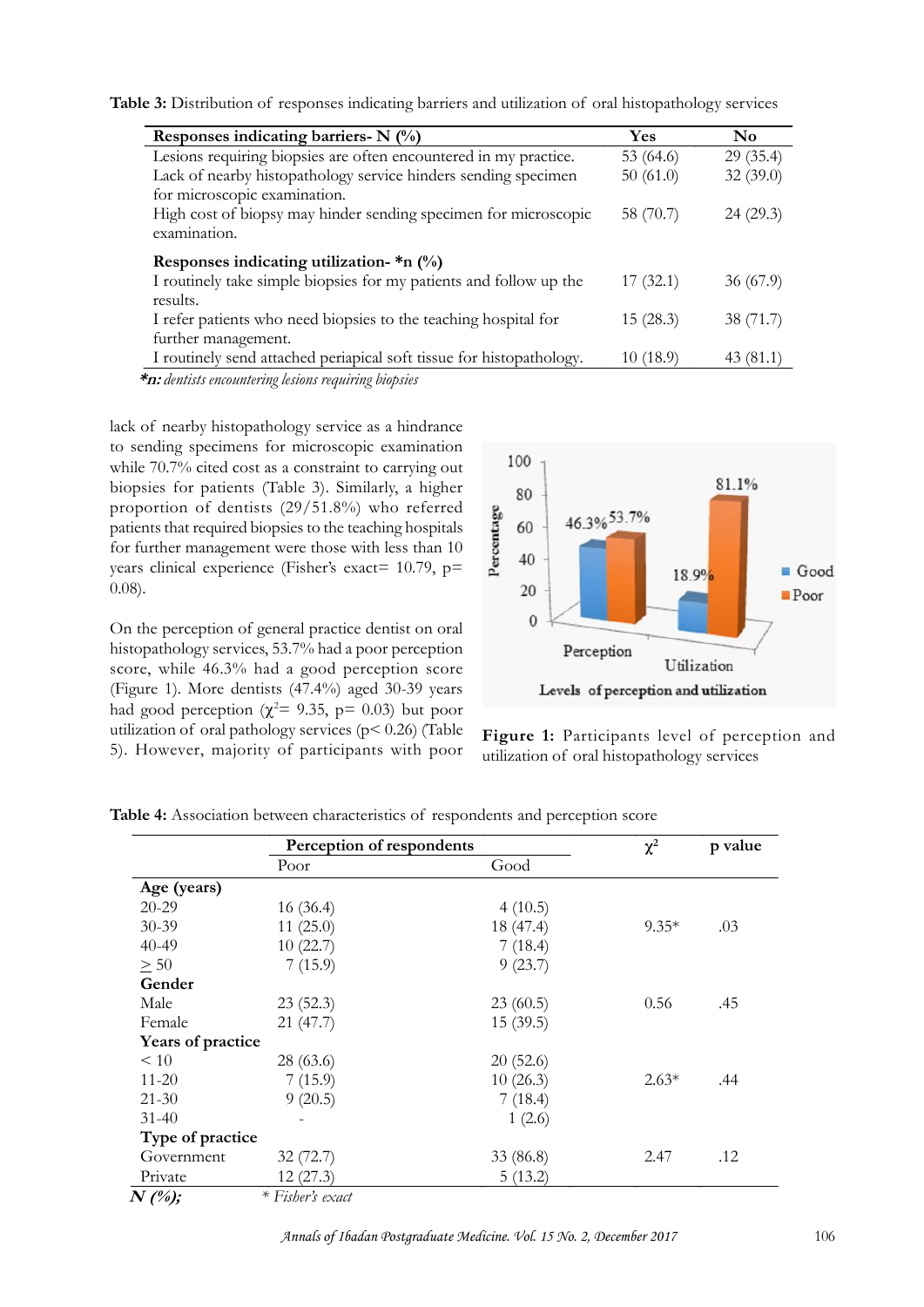**Table 3:** Distribution of responses indicating barriers and utilization of oral histopathology services

| Responses indicating barriers- N (%) | Yes | No |
|---|---|---|
| Lesions requiring biopsies are often encountered in my practice. | 53 (64.6) | 29 (35.4) |
| Lack of nearby histopathology service hinders sending specimen for microscopic examination. | 50 (61.0) | 32 (39.0) |
| High cost of biopsy may hinder sending specimen for microscopic examination. | 58 (70.7) | 24 (29.3) |
| **Responses indicating utilization- *n (%)** | | |
| I routinely take simple biopsies for my patients and follow up the results. | 17 (32.1) | 36 (67.9) |
| I refer patients who need biopsies to the teaching hospital for further management. | 15 (28.3) | 38 (71.7) |
| I routinely send attached periapical soft tissue for histopathology. | 10 (18.9) | 43 (81.1) |

***n:** *dentists encountering lesions requiring biopsies*

lack of nearby histopathology service as a hindrance to sending specimens for microscopic examination while 70.7% cited cost as a constraint to carrying out biopsies for patients (Table 3). Similarly, a higher proportion of dentists (29/51.8%) who referred patients that required biopsies to the teaching hospitals for further management were those with less than 10 years clinical experience (Fisher's exact= 10.79, p= 0.08).

On the perception of general practice dentist on oral histopathology services, 53.7% had a poor perception score, while 46.3% had a good perception score (Figure 1). More dentists (47.4%) aged 30-39 years had good perception ($\chi^2$= 9.35, p= 0.03) but poor utilization of oral pathology services (p< 0.26) (Table 5). However, majority of participants with poor

**Figure 1:** Participants level of perception and utilization of oral histopathology services

**Table 4:** Association between characteristics of respondents and perception score

| | Perception of respondents | | $\chi^2$ | p value |
|---|---|---|---|---|
| | Poor | Good | | |
| **Age (years)** | | | | |
| 20-29 | 16 (36.4) | 4 (10.5) | | |
| 30-39 | 11 (25.0) | 18 (47.4) | 9.35* | .03 |
| 40-49 | 10 (22.7) | 7 (18.4) | | |
| ≥ 50 | 7 (15.9) | 9 (23.7) | | |
| **Gender** | | | | |
| Male | 23 (52.3) | 23 (60.5) | 0.56 | .45 |
| Female | 21 (47.7) | 15 (39.5) | | |
| **Years of practice** | | | | |
| < 10 | 28 (63.6) | 20 (52.6) | | |
| 11-20 | 7 (15.9) | 10 (26.3) | 2.63* | .44 |
| 21-30 | 9 (20.5) | 7 (18.4) | | |
| 31-40 | - | 1 (2.6) | | |
| **Type of practice** | | | | |
| Government | 32 (72.7) | 33 (86.8) | 2.47 | .12 |
| Private | 12 (27.3) | 5 (13.2) | | |

***N (%);*** *\* Fisher's exact*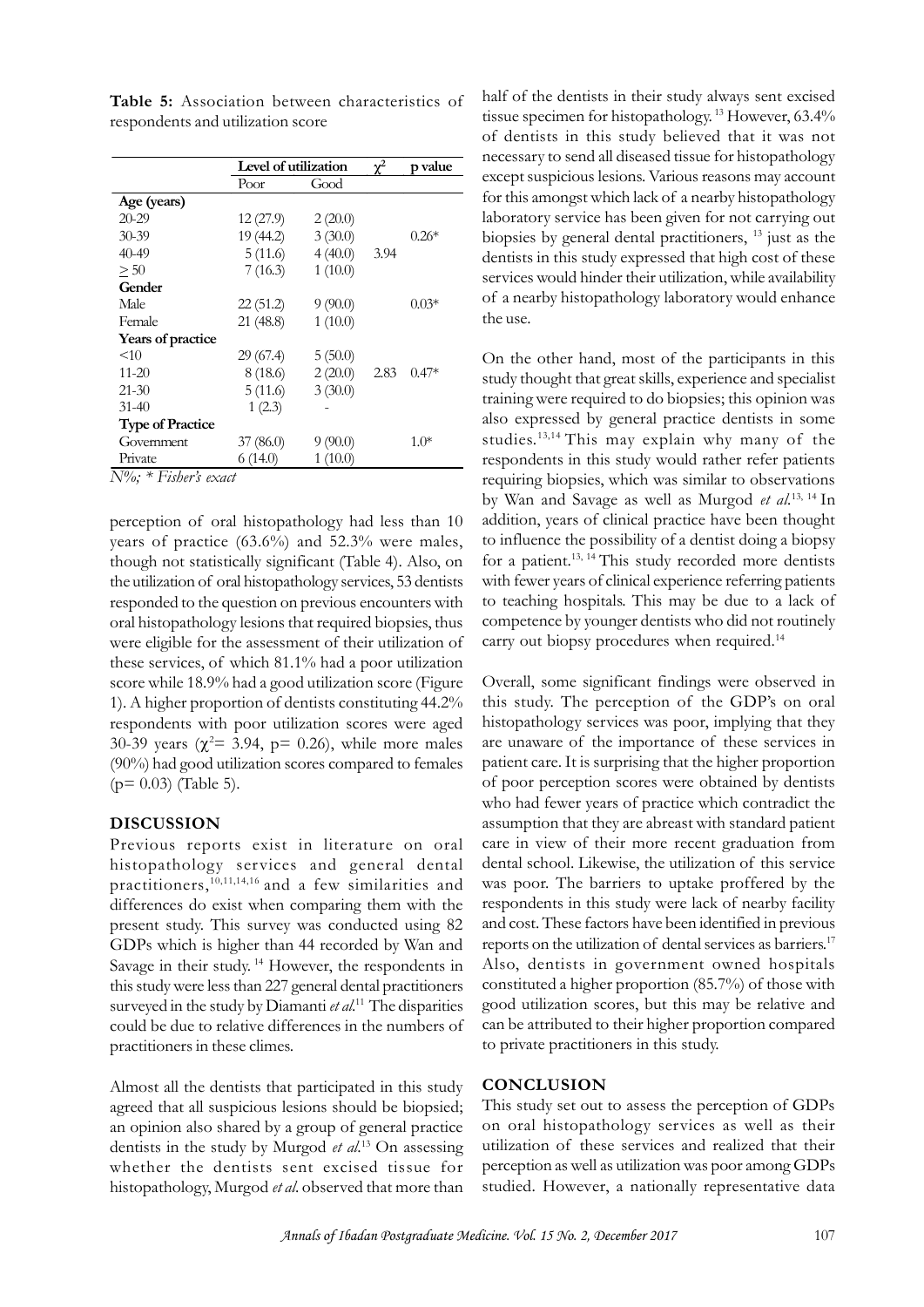**Table 5:** Association between characteristics of respondents and utilization score

| | Level of utilization | | $\chi^2$ | p value |
|---|---|---|---|---|
| | Poor | Good | | |
| **Age (years)** | | | | |
| 20-29 | 12 (27.9) | 2 (20.0) | | |
| 30-39 | 19 (44.2) | 3 (30.0) | | 0.26* |
| 40-49 | 5 (11.6) | 4 (40.0) | 3.94 | |
| ≥ 50 | 7 (16.3) | 1 (10.0) | | |
| **Gender** | | | | |
| Male | 22 (51.2) | 9 (90.0) | | 0.03* |
| Female | 21 (48.8) | 1 (10.0) | | |
| **Years of practice** | | | | |
| <10 | 29 (67.4) | 5 (50.0) | | |
| 11-20 | 8 (18.6) | 2 (20.0) | 2.83 | 0.47* |
| 21-30 | 5 (11.6) | 3 (30.0) | | |
| 31-40 | 1 (2.3) | - | | |
| **Type of Practice** | | | | |
| Government | 37 (86.0) | 9 (90.0) | | 1.0* |
| Private | 6 (14.0) | 1 (10.0) | | |

*N%; * Fisher's exact*

perception of oral histopathology had less than 10 years of practice (63.6%) and 52.3% were males, though not statistically significant (Table 4). Also, on the utilization of oral histopathology services, 53 dentists responded to the question on previous encounters with oral histopathology lesions that required biopsies, thus were eligible for the assessment of their utilization of these services, of which 81.1% had a poor utilization score while 18.9% had a good utilization score (Figure 1). A higher proportion of dentists constituting 44.2% respondents with poor utilization scores were aged 30-39 years ($\chi^2$= 3.94, p= 0.26), while more males (90%) had good utilization scores compared to females (p= 0.03) (Table 5).

## DISCUSSION

Previous reports exist in literature on oral histopathology services and general dental practitioners,[10,11,14,16] and a few similarities and differences do exist when comparing them with the present study. This survey was conducted using 82 GDPs which is higher than 44 recorded by Wan and Savage in their study.[14] However, the respondents in this study were less than 227 general dental practitioners surveyed in the study by Diamanti *et al.*[11] The disparities could be due to relative differences in the numbers of practitioners in these climes.

Almost all the dentists that participated in this study agreed that all suspicious lesions should be biopsied; an opinion also shared by a group of general practice dentists in the study by Murgod *et al.*[13] On assessing whether the dentists sent excised tissue for histopathology, Murgod *et al.* observed that more than half of the dentists in their study always sent excised tissue specimen for histopathology.[13] However, 63.4% of dentists in this study believed that it was not necessary to send all diseased tissue for histopathology except suspicious lesions. Various reasons may account for this amongst which lack of a nearby histopathology laboratory service has been given for not carrying out biopsies by general dental practitioners,[13] just as the dentists in this study expressed that high cost of these services would hinder their utilization, while availability of a nearby histopathology laboratory would enhance the use.

On the other hand, most of the participants in this study thought that great skills, experience and specialist training were required to do biopsies; this opinion was also expressed by general practice dentists in some studies.[13,14] This may explain why many of the respondents in this study would rather refer patients requiring biopsies, which was similar to observations by Wan and Savage as well as Murgod *et al.*[13,14] In addition, years of clinical practice have been thought to influence the possibility of a dentist doing a biopsy for a patient.[13,14] This study recorded more dentists with fewer years of clinical experience referring patients to teaching hospitals. This may be due to a lack of competence by younger dentists who did not routinely carry out biopsy procedures when required.[14]

Overall, some significant findings were observed in this study. The perception of the GDP's on oral histopathology services was poor, implying that they are unaware of the importance of these services in patient care. It is surprising that the higher proportion of poor perception scores were obtained by dentists who had fewer years of practice which contradict the assumption that they are abreast with standard patient care in view of their more recent graduation from dental school. Likewise, the utilization of this service was poor. The barriers to uptake proffered by the respondents in this study were lack of nearby facility and cost. These factors have been identified in previous reports on the utilization of dental services as barriers.[17] Also, dentists in government owned hospitals constituted a higher proportion (85.7%) of those with good utilization scores, but this may be relative and can be attributed to their higher proportion compared to private practitioners in this study.

## CONCLUSION

This study set out to assess the perception of GDPs on oral histopathology services as well as their utilization of these services and realized that their perception as well as utilization was poor among GDPs studied. However, a nationally representative data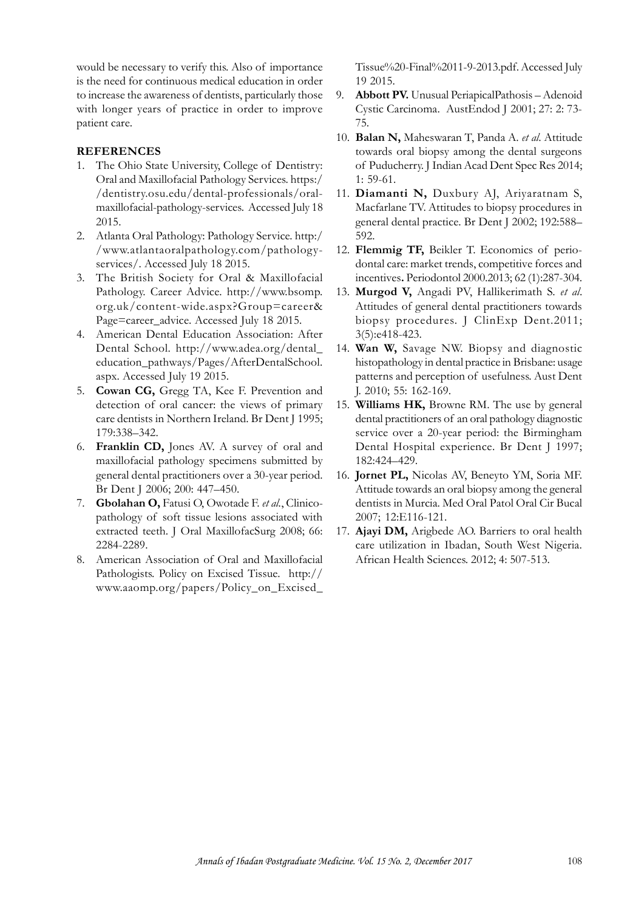would be necessary to verify this. Also of importance is the need for continuous medical education in order to increase the awareness of dentists, particularly those with longer years of practice in order to improve patient care.

## REFERENCES

1. The Ohio State University, College of Dentistry: Oral and Maxillofacial Pathology Services. https://dentistry.osu.edu/dental-professionals/oral-maxillofacial-pathology-services. Accessed July 18 2015.
2. Atlanta Oral Pathology: Pathology Service. http://www.atlantaoralpathology.com/pathology-services/. Accessed July 18 2015.
3. The British Society for Oral & Maxillofacial Pathology. Career Advice. http://www.bsomp.org.uk/content-wide.aspx?Group=career&Page=career_advice. Accessed July 18 2015.
4. American Dental Education Association: After Dental School. http://www.adea.org/dental_education_pathways/Pages/AfterDentalSchool.aspx. Accessed July 19 2015.
5. **Cowan CG,** Gregg TA, Kee F. Prevention and detection of oral cancer: the views of primary care dentists in Northern Ireland. Br Dent J 1995; 179:338–342.
6. **Franklin CD,** Jones AV. A survey of oral and maxillofacial pathology specimens submitted by general dental practitioners over a 30-year period. Br Dent J 2006; 200: 447–450.
7. **Gbolahan O,** Fatusi O, Owotade F. *et al.*, Clinico-pathology of soft tissue lesions associated with extracted teeth. J Oral MaxillofacSurg 2008; 66: 2284-2289.
8. American Association of Oral and Maxillofacial Pathologists. Policy on Excised Tissue. http://www.aaomp.org/papers/Policy_on_Excised_Tissue%20-Final%2011-9-2013.pdf. Accessed July 19 2015.
9. **Abbott PV.** Unusual PeriapicalPathosis – Adenoid Cystic Carcinoma. AustEndod J 2001; 27: 2: 73-75.
10. **Balan N,** Maheswaran T, Panda A. *et al*. Attitude towards oral biopsy among the dental surgeons of Puducherry. J Indian Acad Dent Spec Res 2014; 1: 59-61.
11. **Diamanti N,** Duxbury AJ, Ariyaratnam S, Macfarlane TV. Attitudes to biopsy procedures in general dental practice. Br Dent J 2002; 192:588–592.
12. **Flemmig TF,** Beikler T. Economics of periodontal care: market trends, competitive forces and incentives**.** Periodontol 2000.2013; 62 (1):287-304.
13. **Murgod V,** Angadi PV, Hallikerimath S. *et al*. Attitudes of general dental practitioners towards biopsy procedures. J ClinExp Dent.2011; 3(5):e418-423.
14. **Wan W,** Savage NW. Biopsy and diagnostic histopathology in dental practice in Brisbane: usage patterns and perception of usefulness. Aust Dent J. 2010; 55: 162-169.
15. **Williams HK,** Browne RM. The use by general dental practitioners of an oral pathology diagnostic service over a 20-year period: the Birmingham Dental Hospital experience. Br Dent J 1997; 182:424–429.
16. **Jornet PL,** Nicolas AV, Beneyto YM, Soria MF. Attitude towards an oral biopsy among the general dentists in Murcia. Med Oral Patol Oral Cir Bucal 2007; 12:E116-121.
17. **Ajayi DM,** Arigbede AO. Barriers to oral health care utilization in Ibadan, South West Nigeria. African Health Sciences. 2012; 4: 507-513.